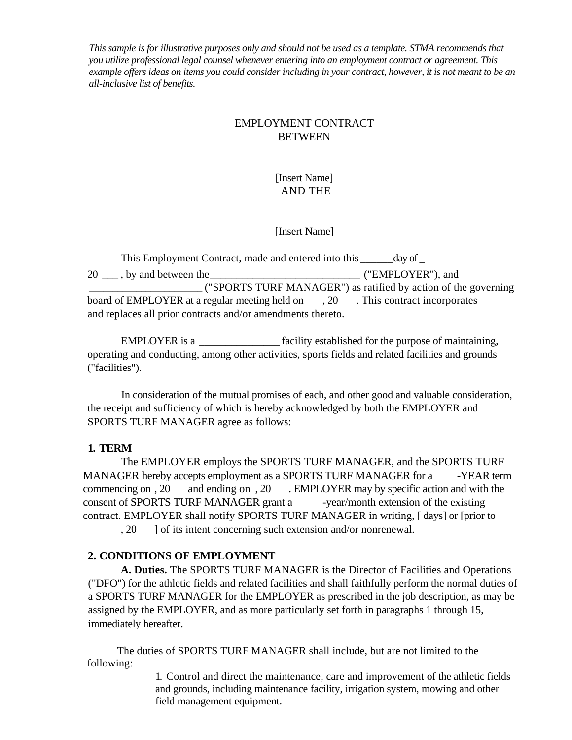*This sample is for illustrative purposes only and should not be used as a template. STMA recommends that you utilize professional legal counsel whenever entering into an employment contract or agreement. This example offers ideas on items you could consider including in your contract, however, it is not meant to be an all-inclusive list of benefits.*

EMPLOYMENT CONTRACT
BETWEEN

[Insert Name]
AND THE

[Insert Name]

This Employment Contract, made and entered into this ______day of _
20 ___ , by and between the____________________________ ("EMPLOYER"), and
_____________________ ("SPORTS TURF MANAGER") as ratified by action of the governing board of EMPLOYER at a regular meeting held on , 20 . This contract incorporates and replaces all prior contracts and/or amendments thereto.

EMPLOYER is a _______________ facility established for the purpose of maintaining, operating and conducting, among other activities, sports fields and related facilities and grounds ("facilities").

In consideration of the mutual promises of each, and other good and valuable consideration, the receipt and sufficiency of which is hereby acknowledged by both the EMPLOYER and SPORTS TURF MANAGER agree as follows:

**1. TERM**

The EMPLOYER employs the SPORTS TURF MANAGER, and the SPORTS TURF MANAGER hereby accepts employment as a SPORTS TURF MANAGER for a -YEAR term commencing on , 20 and ending on , 20 . EMPLOYER may by specific action and with the consent of SPORTS TURF MANAGER grant a -year/month extension of the existing contract. EMPLOYER shall notify SPORTS TURF MANAGER in writing, [ days] or [prior to , 20 ] of its intent concerning such extension and/or nonrenewal.

**2. CONDITIONS OF EMPLOYMENT**

**A. Duties.** The SPORTS TURF MANAGER is the Director of Facilities and Operations ("DFO") for the athletic fields and related facilities and shall faithfully perform the normal duties of a SPORTS TURF MANAGER for the EMPLOYER as prescribed in the job description, as may be assigned by the EMPLOYER, and as more particularly set forth in paragraphs 1 through 15, immediately hereafter.

The duties of SPORTS TURF MANAGER shall include, but are not limited to the following:

1. Control and direct the maintenance, care and improvement of the athletic fields and grounds, including maintenance facility, irrigation system, mowing and other field management equipment.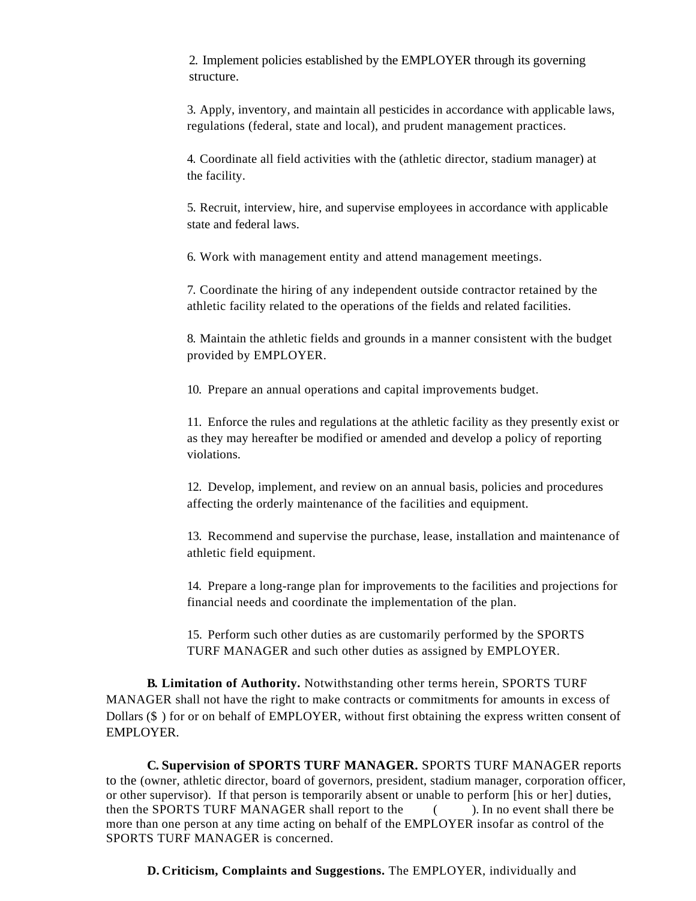2. Implement policies established by the EMPLOYER through its governing structure.

3. Apply, inventory, and maintain all pesticides in accordance with applicable laws, regulations (federal, state and local), and prudent management practices.

4. Coordinate all field activities with the (athletic director, stadium manager) at the facility.

5. Recruit, interview, hire, and supervise employees in accordance with applicable state and federal laws.

6. Work with management entity and attend management meetings.

7. Coordinate the hiring of any independent outside contractor retained by the athletic facility related to the operations of the fields and related facilities.

8. Maintain the athletic fields and grounds in a manner consistent with the budget provided by EMPLOYER.

10. Prepare an annual operations and capital improvements budget.

11. Enforce the rules and regulations at the athletic facility as they presently exist or as they may hereafter be modified or amended and develop a policy of reporting violations.

12. Develop, implement, and review on an annual basis, policies and procedures affecting the orderly maintenance of the facilities and equipment.

13. Recommend and supervise the purchase, lease, installation and maintenance of athletic field equipment.

14. Prepare a long-range plan for improvements to the facilities and projections for financial needs and coordinate the implementation of the plan.

15. Perform such other duties as are customarily performed by the SPORTS TURF MANAGER and such other duties as assigned by EMPLOYER.

**B. Limitation of Authority.** Notwithstanding other terms herein, SPORTS TURF MANAGER shall not have the right to make contracts or commitments for amounts in excess of Dollars ($ ) for or on behalf of EMPLOYER, without first obtaining the express written consent of EMPLOYER.

**C. Supervision of SPORTS TURF MANAGER.** SPORTS TURF MANAGER reports to the (owner, athletic director, board of governors, president, stadium manager, corporation officer, or other supervisor). If that person is temporarily absent or unable to perform [his or her] duties, then the SPORTS TURF MANAGER shall report to the ( ). In no event shall there be more than one person at any time acting on behalf of the EMPLOYER insofar as control of the SPORTS TURF MANAGER is concerned.

**D. Criticism, Complaints and Suggestions.** The EMPLOYER, individually and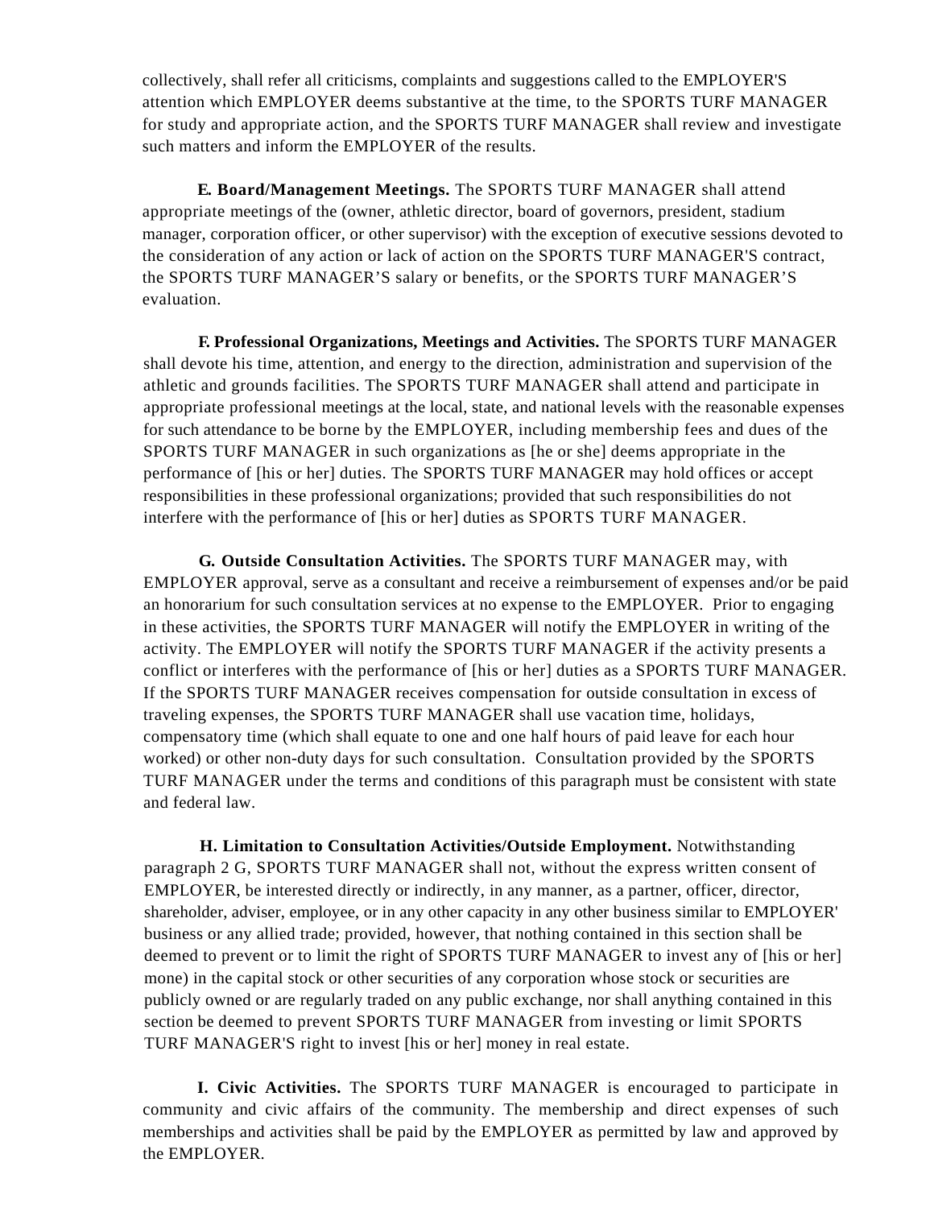collectively, shall refer all criticisms, complaints and suggestions called to the EMPLOYER'S attention which EMPLOYER deems substantive at the time, to the SPORTS TURF MANAGER for study and appropriate action, and the SPORTS TURF MANAGER shall review and investigate such matters and inform the EMPLOYER of the results.

**E. Board/Management Meetings.** The SPORTS TURF MANAGER shall attend appropriate meetings of the (owner, athletic director, board of governors, president, stadium manager, corporation officer, or other supervisor) with the exception of executive sessions devoted to the consideration of any action or lack of action on the SPORTS TURF MANAGER'S contract, the SPORTS TURF MANAGER'S salary or benefits, or the SPORTS TURF MANAGER'S evaluation.

**F. Professional Organizations, Meetings and Activities.** The SPORTS TURF MANAGER shall devote his time, attention, and energy to the direction, administration and supervision of the athletic and grounds facilities. The SPORTS TURF MANAGER shall attend and participate in appropriate professional meetings at the local, state, and national levels with the reasonable expenses for such attendance to be borne by the EMPLOYER, including membership fees and dues of the SPORTS TURF MANAGER in such organizations as [he or she] deems appropriate in the performance of [his or her] duties. The SPORTS TURF MANAGER may hold offices or accept responsibilities in these professional organizations; provided that such responsibilities do not interfere with the performance of [his or her] duties as SPORTS TURF MANAGER.

**G. Outside Consultation Activities.** The SPORTS TURF MANAGER may, with EMPLOYER approval, serve as a consultant and receive a reimbursement of expenses and/or be paid an honorarium for such consultation services at no expense to the EMPLOYER. Prior to engaging in these activities, the SPORTS TURF MANAGER will notify the EMPLOYER in writing of the activity. The EMPLOYER will notify the SPORTS TURF MANAGER if the activity presents a conflict or interferes with the performance of [his or her] duties as a SPORTS TURF MANAGER. If the SPORTS TURF MANAGER receives compensation for outside consultation in excess of traveling expenses, the SPORTS TURF MANAGER shall use vacation time, holidays, compensatory time (which shall equate to one and one half hours of paid leave for each hour worked) or other non-duty days for such consultation. Consultation provided by the SPORTS TURF MANAGER under the terms and conditions of this paragraph must be consistent with state and federal law.

**H. Limitation to Consultation Activities/Outside Employment.** Notwithstanding paragraph 2 G, SPORTS TURF MANAGER shall not, without the express written consent of EMPLOYER, be interested directly or indirectly, in any manner, as a partner, officer, director, shareholder, adviser, employee, or in any other capacity in any other business similar to EMPLOYER' business or any allied trade; provided, however, that nothing contained in this section shall be deemed to prevent or to limit the right of SPORTS TURF MANAGER to invest any of [his or her] mone) in the capital stock or other securities of any corporation whose stock or securities are publicly owned or are regularly traded on any public exchange, nor shall anything contained in this section be deemed to prevent SPORTS TURF MANAGER from investing or limit SPORTS TURF MANAGER'S right to invest [his or her] money in real estate.

**I. Civic Activities.** The SPORTS TURF MANAGER is encouraged to participate in community and civic affairs of the community. The membership and direct expenses of such memberships and activities shall be paid by the EMPLOYER as permitted by law and approved by the EMPLOYER.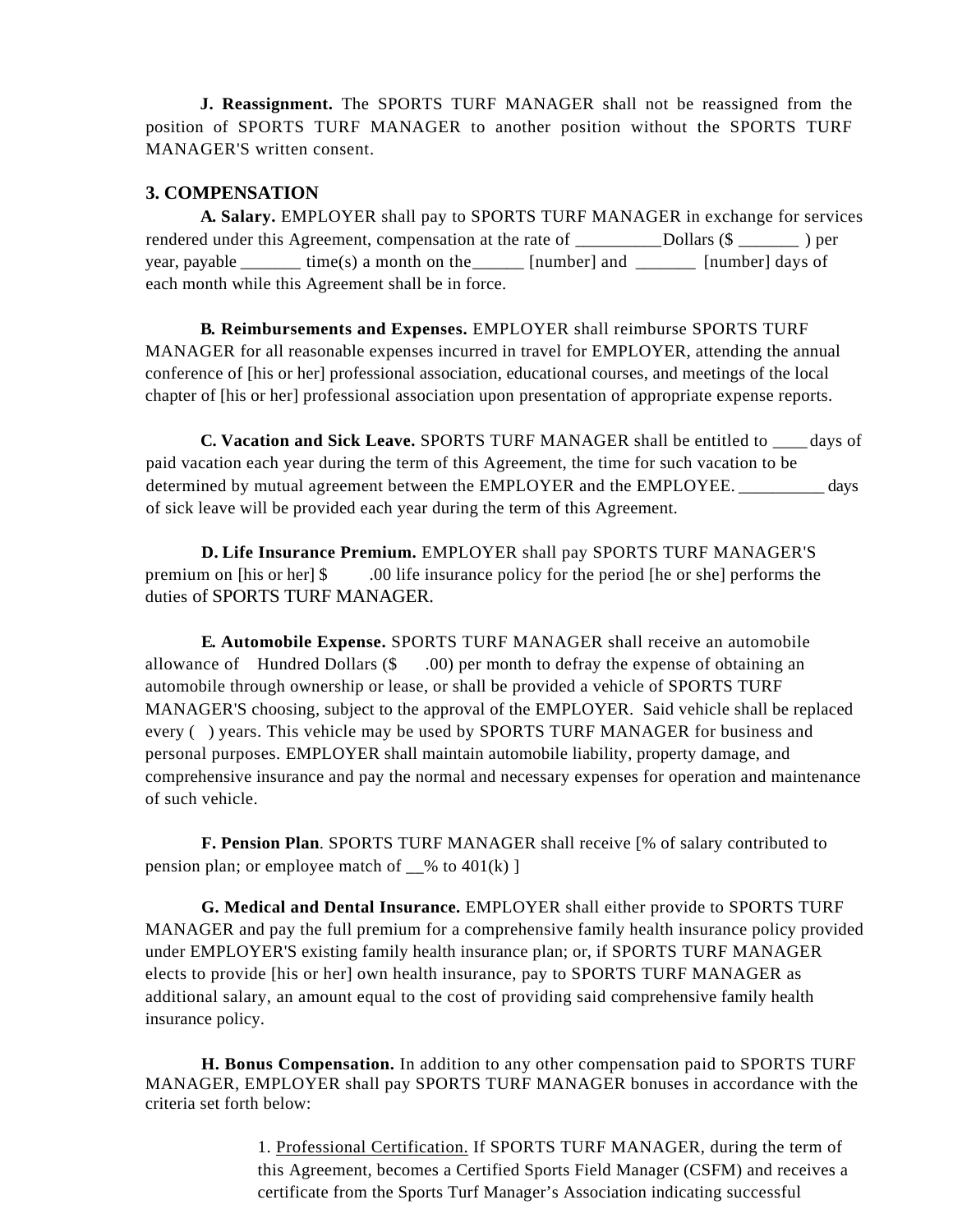**J. Reassignment.** The SPORTS TURF MANAGER shall not be reassigned from the position of SPORTS TURF MANAGER to another position without the SPORTS TURF MANAGER'S written consent.

### 3. COMPENSATION

**A. Salary.** EMPLOYER shall pay to SPORTS TURF MANAGER in exchange for services rendered under this Agreement, compensation at the rate of __________Dollars ($ _______ ) per year, payable _______ time(s) a month on the______ [number] and _______ [number] days of each month while this Agreement shall be in force.

**B. Reimbursements and Expenses.** EMPLOYER shall reimburse SPORTS TURF MANAGER for all reasonable expenses incurred in travel for EMPLOYER, attending the annual conference of [his or her] professional association, educational courses, and meetings of the local chapter of [his or her] professional association upon presentation of appropriate expense reports.

**C. Vacation and Sick Leave.** SPORTS TURF MANAGER shall be entitled to ____ days of paid vacation each year during the term of this Agreement, the time for such vacation to be determined by mutual agreement between the EMPLOYER and the EMPLOYEE. __________ days of sick leave will be provided each year during the term of this Agreement.

**D. Life Insurance Premium.** EMPLOYER shall pay SPORTS TURF MANAGER'S premium on [his or her] $ .00 life insurance policy for the period [he or she] performs the duties of SPORTS TURF MANAGER.

**E. Automobile Expense.** SPORTS TURF MANAGER shall receive an automobile allowance of Hundred Dollars ($ .00) per month to defray the expense of obtaining an automobile through ownership or lease, or shall be provided a vehicle of SPORTS TURF MANAGER'S choosing, subject to the approval of the EMPLOYER. Said vehicle shall be replaced every ( ) years. This vehicle may be used by SPORTS TURF MANAGER for business and personal purposes. EMPLOYER shall maintain automobile liability, property damage, and comprehensive insurance and pay the normal and necessary expenses for operation and maintenance of such vehicle.

**F. Pension Plan**. SPORTS TURF MANAGER shall receive [% of salary contributed to pension plan; or employee match of __% to 401(k) ]

**G. Medical and Dental Insurance.** EMPLOYER shall either provide to SPORTS TURF MANAGER and pay the full premium for a comprehensive family health insurance policy provided under EMPLOYER'S existing family health insurance plan; or, if SPORTS TURF MANAGER elects to provide [his or her] own health insurance, pay to SPORTS TURF MANAGER as additional salary, an amount equal to the cost of providing said comprehensive family health insurance policy.

**H. Bonus Compensation.** In addition to any other compensation paid to SPORTS TURF MANAGER, EMPLOYER shall pay SPORTS TURF MANAGER bonuses in accordance with the criteria set forth below:

> 1. Professional Certification. If SPORTS TURF MANAGER, during the term of this Agreement, becomes a Certified Sports Field Manager (CSFM) and receives a certificate from the Sports Turf Manager's Association indicating successful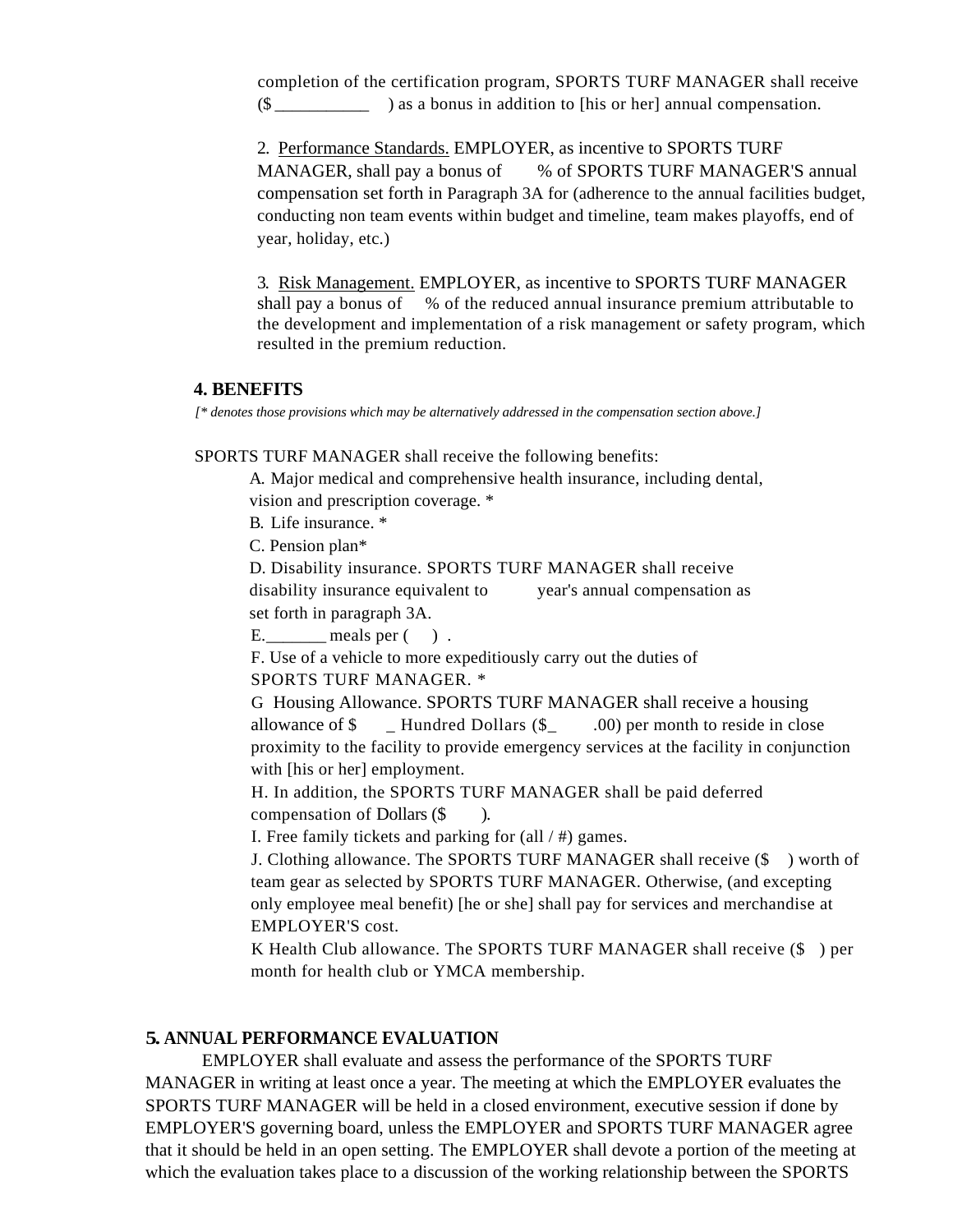completion of the certification program, SPORTS TURF MANAGER shall receive ($ ___________ ) as a bonus in addition to [his or her] annual compensation.

2. Performance Standards. EMPLOYER, as incentive to SPORTS TURF MANAGER, shall pay a bonus of % of SPORTS TURF MANAGER'S annual compensation set forth in Paragraph 3A for (adherence to the annual facilities budget, conducting non team events within budget and timeline, team makes playoffs, end of year, holiday, etc.)

3. Risk Management. EMPLOYER, as incentive to SPORTS TURF MANAGER shall pay a bonus of % of the reduced annual insurance premium attributable to the development and implementation of a risk management or safety program, which resulted in the premium reduction.

## 4. BENEFITS

*[* denotes those provisions which may be alternatively addressed in the compensation section above.]*

SPORTS TURF MANAGER shall receive the following benefits:

A. Major medical and comprehensive health insurance, including dental, vision and prescription coverage. *

B. Life insurance. *

C. Pension plan*

D. Disability insurance. SPORTS TURF MANAGER shall receive disability insurance equivalent to year's annual compensation as set forth in paragraph 3A.

E._______ meals per ( ) .

F. Use of a vehicle to more expeditiously carry out the duties of SPORTS TURF MANAGER. *

G Housing Allowance. SPORTS TURF MANAGER shall receive a housing allowance of $ _ Hundred Dollars ($_ .00) per month to reside in close proximity to the facility to provide emergency services at the facility in conjunction with [his or her] employment.

H. In addition, the SPORTS TURF MANAGER shall be paid deferred compensation of Dollars ($ ).

I. Free family tickets and parking for (all / #) games.

J. Clothing allowance. The SPORTS TURF MANAGER shall receive ($ ) worth of team gear as selected by SPORTS TURF MANAGER. Otherwise, (and excepting only employee meal benefit) [he or she] shall pay for services and merchandise at EMPLOYER'S cost.

K Health Club allowance. The SPORTS TURF MANAGER shall receive ($ ) per month for health club or YMCA membership.

## 5. ANNUAL PERFORMANCE EVALUATION

EMPLOYER shall evaluate and assess the performance of the SPORTS TURF MANAGER in writing at least once a year. The meeting at which the EMPLOYER evaluates the SPORTS TURF MANAGER will be held in a closed environment, executive session if done by EMPLOYER'S governing board, unless the EMPLOYER and SPORTS TURF MANAGER agree that it should be held in an open setting. The EMPLOYER shall devote a portion of the meeting at which the evaluation takes place to a discussion of the working relationship between the SPORTS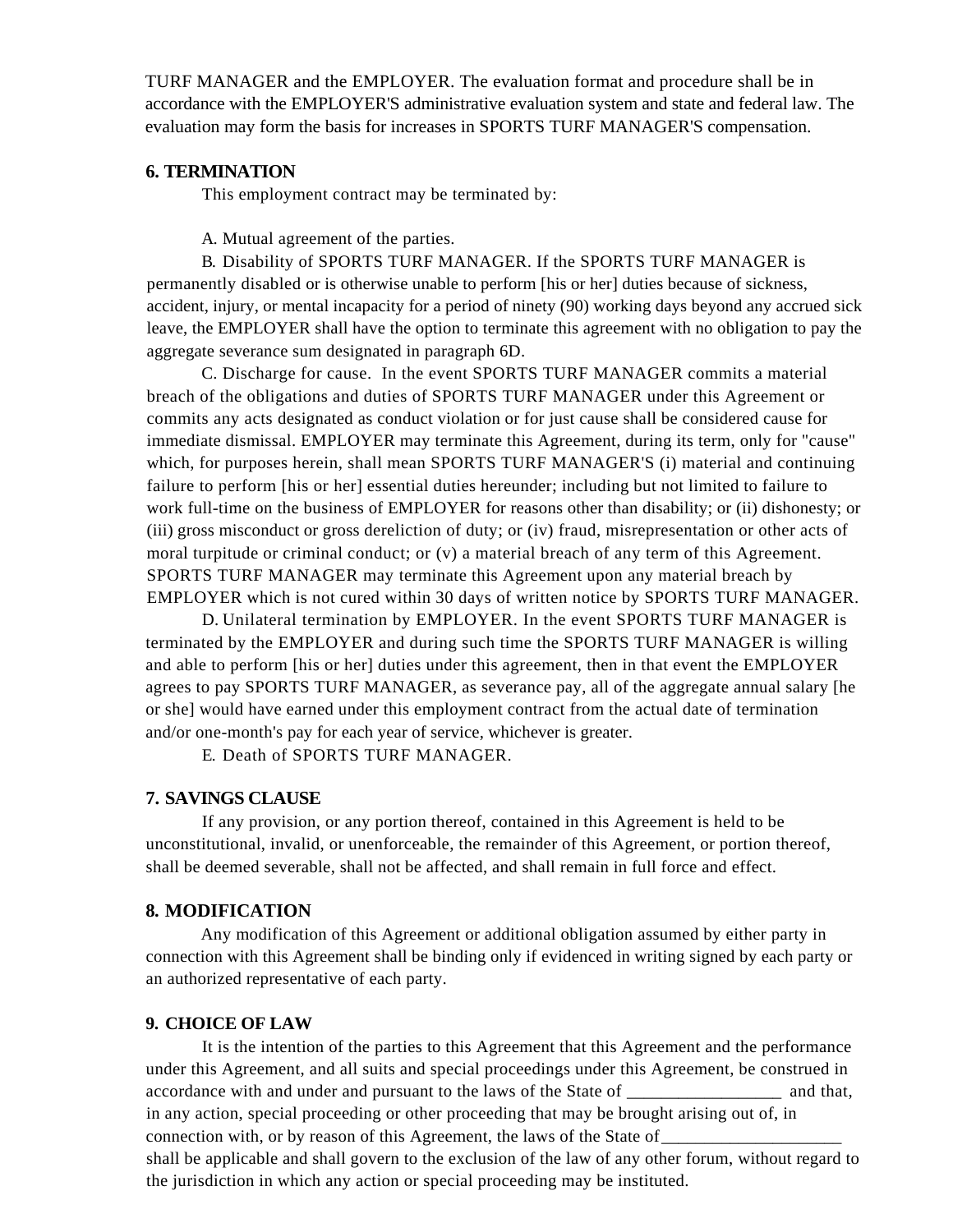TURF MANAGER and the EMPLOYER. The evaluation format and procedure shall be in accordance with the EMPLOYER'S administrative evaluation system and state and federal law. The evaluation may form the basis for increases in SPORTS TURF MANAGER'S compensation.

**6. TERMINATION**

This employment contract may be terminated by:

A. Mutual agreement of the parties.

B. Disability of SPORTS TURF MANAGER. If the SPORTS TURF MANAGER is permanently disabled or is otherwise unable to perform [his or her] duties because of sickness, accident, injury, or mental incapacity for a period of ninety (90) working days beyond any accrued sick leave, the EMPLOYER shall have the option to terminate this agreement with no obligation to pay the aggregate severance sum designated in paragraph 6D.

C. Discharge for cause. In the event SPORTS TURF MANAGER commits a material breach of the obligations and duties of SPORTS TURF MANAGER under this Agreement or commits any acts designated as conduct violation or for just cause shall be considered cause for immediate dismissal. EMPLOYER may terminate this Agreement, during its term, only for "cause" which, for purposes herein, shall mean SPORTS TURF MANAGER'S (i) material and continuing failure to perform [his or her] essential duties hereunder; including but not limited to failure to work full-time on the business of EMPLOYER for reasons other than disability; or (ii) dishonesty; or (iii) gross misconduct or gross dereliction of duty; or (iv) fraud, misrepresentation or other acts of moral turpitude or criminal conduct; or (v) a material breach of any term of this Agreement. SPORTS TURF MANAGER may terminate this Agreement upon any material breach by EMPLOYER which is not cured within 30 days of written notice by SPORTS TURF MANAGER.

D. Unilateral termination by EMPLOYER. In the event SPORTS TURF MANAGER is terminated by the EMPLOYER and during such time the SPORTS TURF MANAGER is willing and able to perform [his or her] duties under this agreement, then in that event the EMPLOYER agrees to pay SPORTS TURF MANAGER, as severance pay, all of the aggregate annual salary [he or she] would have earned under this employment contract from the actual date of termination and/or one-month's pay for each year of service, whichever is greater.

E. Death of SPORTS TURF MANAGER.

**7. SAVINGS CLAUSE**

If any provision, or any portion thereof, contained in this Agreement is held to be unconstitutional, invalid, or unenforceable, the remainder of this Agreement, or portion thereof, shall be deemed severable, shall not be affected, and shall remain in full force and effect.

**8. MODIFICATION**

Any modification of this Agreement or additional obligation assumed by either party in connection with this Agreement shall be binding only if evidenced in writing signed by each party or an authorized representative of each party.

**9. CHOICE OF LAW**

It is the intention of the parties to this Agreement that this Agreement and the performance under this Agreement, and all suits and special proceedings under this Agreement, be construed in accordance with and under and pursuant to the laws of the State of __________________ and that, in any action, special proceeding or other proceeding that may be brought arising out of, in connection with, or by reason of this Agreement, the laws of the State of_____________________ shall be applicable and shall govern to the exclusion of the law of any other forum, without regard to the jurisdiction in which any action or special proceeding may be instituted.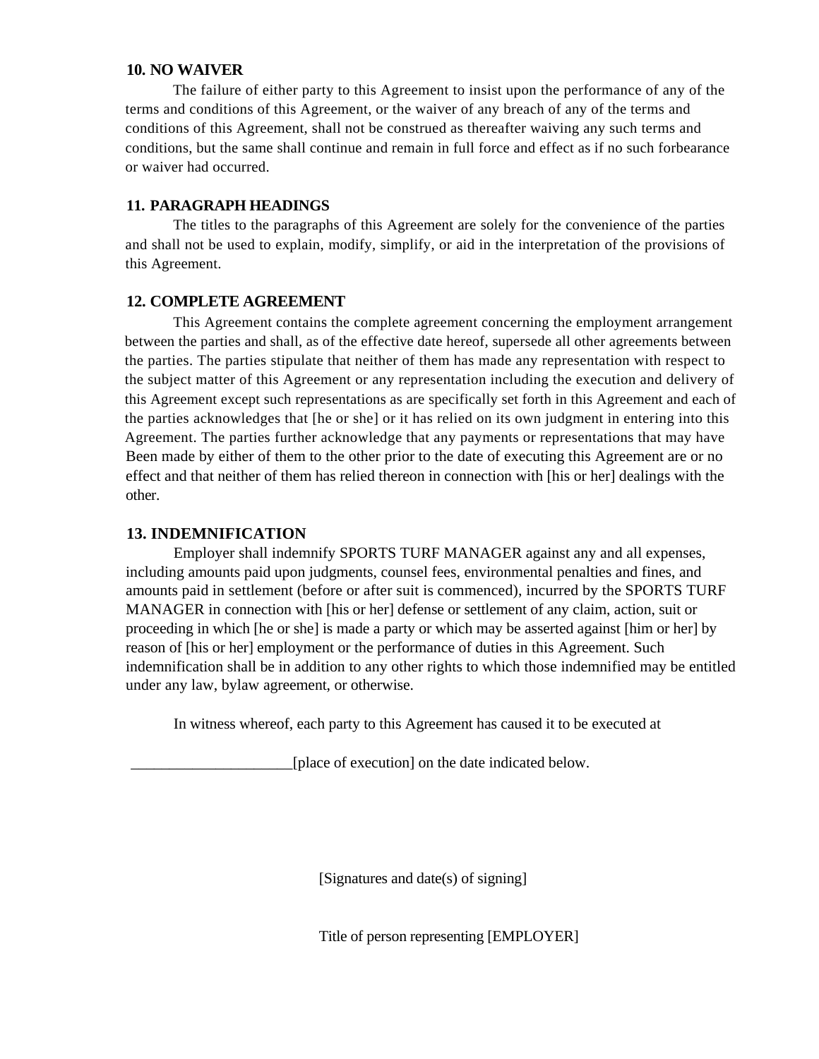**10. NO WAIVER**

The failure of either party to this Agreement to insist upon the performance of any of the terms and conditions of this Agreement, or the waiver of any breach of any of the terms and conditions of this Agreement, shall not be construed as thereafter waiving any such terms and conditions, but the same shall continue and remain in full force and effect as if no such forbearance or waiver had occurred.

**11. PARAGRAPH HEADINGS**

The titles to the paragraphs of this Agreement are solely for the convenience of the parties and shall not be used to explain, modify, simplify, or aid in the interpretation of the provisions of this Agreement.

**12. COMPLETE AGREEMENT**

This Agreement contains the complete agreement concerning the employment arrangement between the parties and shall, as of the effective date hereof, supersede all other agreements between the parties. The parties stipulate that neither of them has made any representation with respect to the subject matter of this Agreement or any representation including the execution and delivery of this Agreement except such representations as are specifically set forth in this Agreement and each of the parties acknowledges that [he or she] or it has relied on its own judgment in entering into this Agreement. The parties further acknowledge that any payments or representations that may have Been made by either of them to the other prior to the date of executing this Agreement are or no effect and that neither of them has relied thereon in connection with [his or her] dealings with the other.

**13. INDEMNIFICATION**

Employer shall indemnify SPORTS TURF MANAGER against any and all expenses, including amounts paid upon judgments, counsel fees, environmental penalties and fines, and amounts paid in settlement (before or after suit is commenced), incurred by the SPORTS TURF MANAGER in connection with [his or her] defense or settlement of any claim, action, suit or proceeding in which [he or she] is made a party or which may be asserted against [him or her] by reason of [his or her] employment or the performance of duties in this Agreement. Such indemnification shall be in addition to any other rights to which those indemnified may be entitled under any law, bylaw agreement, or otherwise.

In witness whereof, each party to this Agreement has caused it to be executed at

_____________________[place of execution] on the date indicated below.

[Signatures and date(s) of signing]

Title of person representing [EMPLOYER]